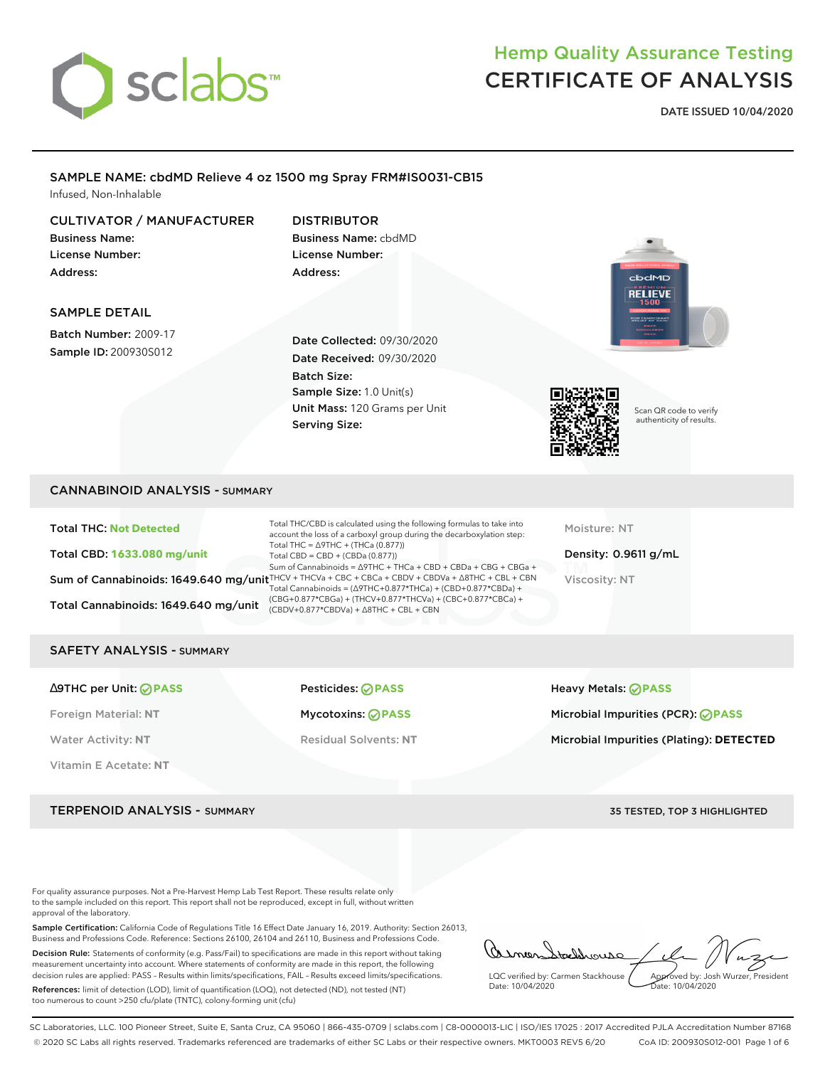sclabs

# Hemp Quality Assurance Testing
# CERTIFICATE OF ANALYSIS

**DATE ISSUED 10/04/2020**

## SAMPLE NAME: cbdMD Relieve 4 oz 1500 mg Spray FRM#IS0031-CB15

Infused, Non-Inhalable

### CULTIVATOR / MANUFACTURER

**Business Name:**
**License Number:**
**Address:**

### DISTRIBUTOR

**Business Name:** cbdMD
**License Number:**
**Address:**

### SAMPLE DETAIL

**Batch Number:** 2009-17
**Sample ID:** 200930S012

**Date Collected:** 09/30/2020
**Date Received:** 09/30/2020
**Batch Size:**
**Sample Size:** 1.0 Unit(s)
**Unit Mass:** 120 Grams per Unit
**Serving Size:**

Scan QR code to verify authenticity of results.

## CANNABINOID ANALYSIS - SUMMARY

**Total THC: Not Detected**

**Total CBD: 1633.080 mg/unit**

**Sum of Cannabinoids: 1649.640 mg/unit**

**Total Cannabinoids: 1649.640 mg/unit**

Total THC/CBD is calculated using the following formulas to take into account the loss of a carboxyl group during the decarboxylation step:
Total THC = Δ9THC + (THCa (0.877))
Total CBD = CBD + (CBDa (0.877))
Sum of Cannabinoids = Δ9THC + THCa + CBD + CBDa + CBG + CBGa + THCV + THCVa + CBC + CBCa + CBDV + CBDVa + Δ8THC + CBL + CBN
Total Cannabinoids = (Δ9THC+0.877*THCa) + (CBD+0.877*CBDa) + (CBG+0.877*CBGa) + (THCV+0.877*THCVa) + (CBC+0.877*CBCa) + (CBDV+0.877*CBDVa) + Δ8THC + CBL + CBN

Moisture: NT

**Density: 0.9611 g/mL**

Viscosity: NT

## SAFETY ANALYSIS - SUMMARY

**Δ9THC per Unit: PASS**

Foreign Material: **NT**

Water Activity: **NT**

Vitamin E Acetate: **NT**

**Pesticides: PASS**

**Mycotoxins: PASS**

Residual Solvents: **NT**

**Heavy Metals: PASS**

**Microbial Impurities (PCR): PASS**

**Microbial Impurities (Plating): DETECTED**

## TERPENOID ANALYSIS - SUMMARY

**35 TESTED, TOP 3 HIGHLIGHTED**

For quality assurance purposes. Not a Pre-Harvest Hemp Lab Test Report. These results relate only to the sample included on this report. This report shall not be reproduced, except in full, without written approval of the laboratory.

**Sample Certification:** California Code of Regulations Title 16 Effect Date January 16, 2019. Authority: Section 26013, Business and Professions Code. Reference: Sections 26100, 26104 and 26110, Business and Professions Code.

**Decision Rule:** Statements of conformity (e.g. Pass/Fail) to specifications are made in this report without taking measurement uncertainty into account. Where statements of conformity are made in this report, the following decision rules are applied: PASS – Results within limits/specifications, FAIL – Results exceed limits/specifications.

**References:** limit of detection (LOD), limit of quantification (LOQ), not detected (ND), not tested (NT) too numerous to count >250 cfu/plate (TNTC), colony-forming unit (cfu)

LQC verified by: Carmen Stackhouse
Date: 10/04/2020

Approved by: Josh Wurzer, President
Date: 10/04/2020

SC Laboratories, LLC. 100 Pioneer Street, Suite E, Santa Cruz, CA 95060 | 866-435-0709 | sclabs.com | C8-0000013-LIC | ISO/IES 17025 : 2017 Accredited PJLA Accreditation Number 87168
© 2020 SC Labs all rights reserved. Trademarks referenced are trademarks of either SC Labs or their respective owners. MKT0003 REV5 6/20 CoA ID: 200930S012-001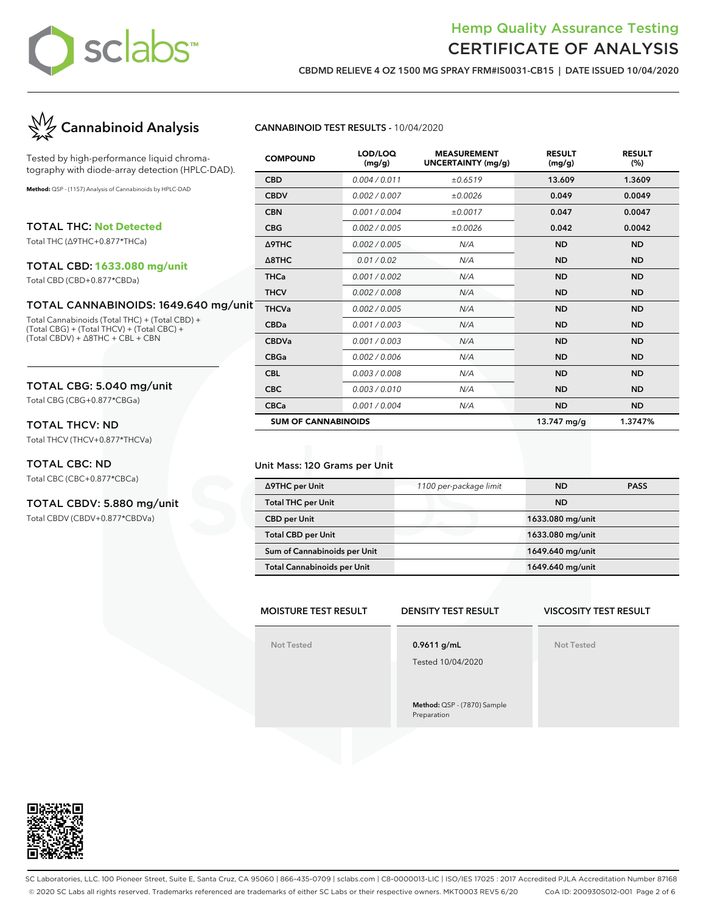# Hemp Quality Assurance Testing
# CERTIFICATE OF ANALYSIS

**CBDMD RELIEVE 4 OZ 1500 MG SPRAY FRM#IS0031-CB15 | DATE ISSUED 10/04/2020**

## Cannabinoid Analysis

Tested by high-performance liquid chromatography with diode-array detection (HPLC-DAD).

**Method:** QSP - (1157) Analysis of Cannabinoids by HPLC-DAD

### TOTAL THC: Not Detected

Total THC (Δ9THC+0.877*THCa)

### TOTAL CBD: 1633.080 mg/unit

Total CBD (CBD+0.877*CBDa)

### TOTAL CANNABINOIDS: 1649.640 mg/unit

Total Cannabinoids (Total THC) + (Total CBD) + (Total CBG) + (Total THCV) + (Total CBC) + (Total CBDV) + Δ8THC + CBL + CBN

### TOTAL CBG: 5.040 mg/unit

Total CBG (CBG+0.877*CBGa)

### TOTAL THCV: ND

Total THCV (THCV+0.877*THCVa)

### TOTAL CBC: ND

Total CBC (CBC+0.877*CBCa)

### TOTAL CBDV: 5.880 mg/unit

Total CBDV (CBDV+0.877*CBDVa)

**CANNABINOID TEST RESULTS** - 10/04/2020

| COMPOUND | LOD/LOQ (mg/g) | MEASUREMENT UNCERTAINTY (mg/g) | RESULT (mg/g) | RESULT (%) |
|---|---|---|---|---|
| CBD | 0.004 / 0.011 | ±0.6519 | 13.609 | 1.3609 |
| CBDV | 0.002 / 0.007 | ±0.0026 | 0.049 | 0.0049 |
| CBN | 0.001 / 0.004 | ±0.0017 | 0.047 | 0.0047 |
| CBG | 0.002 / 0.005 | ±0.0026 | 0.042 | 0.0042 |
| Δ9THC | 0.002 / 0.005 | N/A | ND | ND |
| Δ8THC | 0.01 / 0.02 | N/A | ND | ND |
| THCa | 0.001 / 0.002 | N/A | ND | ND |
| THCV | 0.002 / 0.008 | N/A | ND | ND |
| THCVa | 0.002 / 0.005 | N/A | ND | ND |
| CBDa | 0.001 / 0.003 | N/A | ND | ND |
| CBDVa | 0.001 / 0.003 | N/A | ND | ND |
| CBGa | 0.002 / 0.006 | N/A | ND | ND |
| CBL | 0.003 / 0.008 | N/A | ND | ND |
| CBC | 0.003 / 0.010 | N/A | ND | ND |
| CBCa | 0.001 / 0.004 | N/A | ND | ND |
| **SUM OF CANNABINOIDS** | | | 13.747 mg/g | 1.3747% |

Unit Mass: 120 Grams per Unit

| | | | |
|---|---|---|---|
| Δ9THC per Unit | 1100 per-package limit | ND | PASS |
| Total THC per Unit | | ND | |
| CBD per Unit | | 1633.080 mg/unit | |
| Total CBD per Unit | | 1633.080 mg/unit | |
| Sum of Cannabinoids per Unit | | 1649.640 mg/unit | |
| Total Cannabinoids per Unit | | 1649.640 mg/unit | |

| MOISTURE TEST RESULT | DENSITY TEST RESULT | VISCOSITY TEST RESULT |
|---|---|---|
| Not Tested | 0.9611 g/mL<br>Tested 10/04/2020<br>**Method:** QSP - (7870) Sample Preparation | Not Tested |

SC Laboratories, LLC. 100 Pioneer Street, Suite E, Santa Cruz, CA 95060 | 866-435-0709 | sclabs.com | C8-0000013-LIC | ISO/IES 17025 : 2017 Accredited PJLA Accreditation Number 87168
© 2020 SC Labs all rights reserved. Trademarks referenced are trademarks of either SC Labs or their respective owners. MKT0003 REV5 6/20 CoA ID: 200930S012-001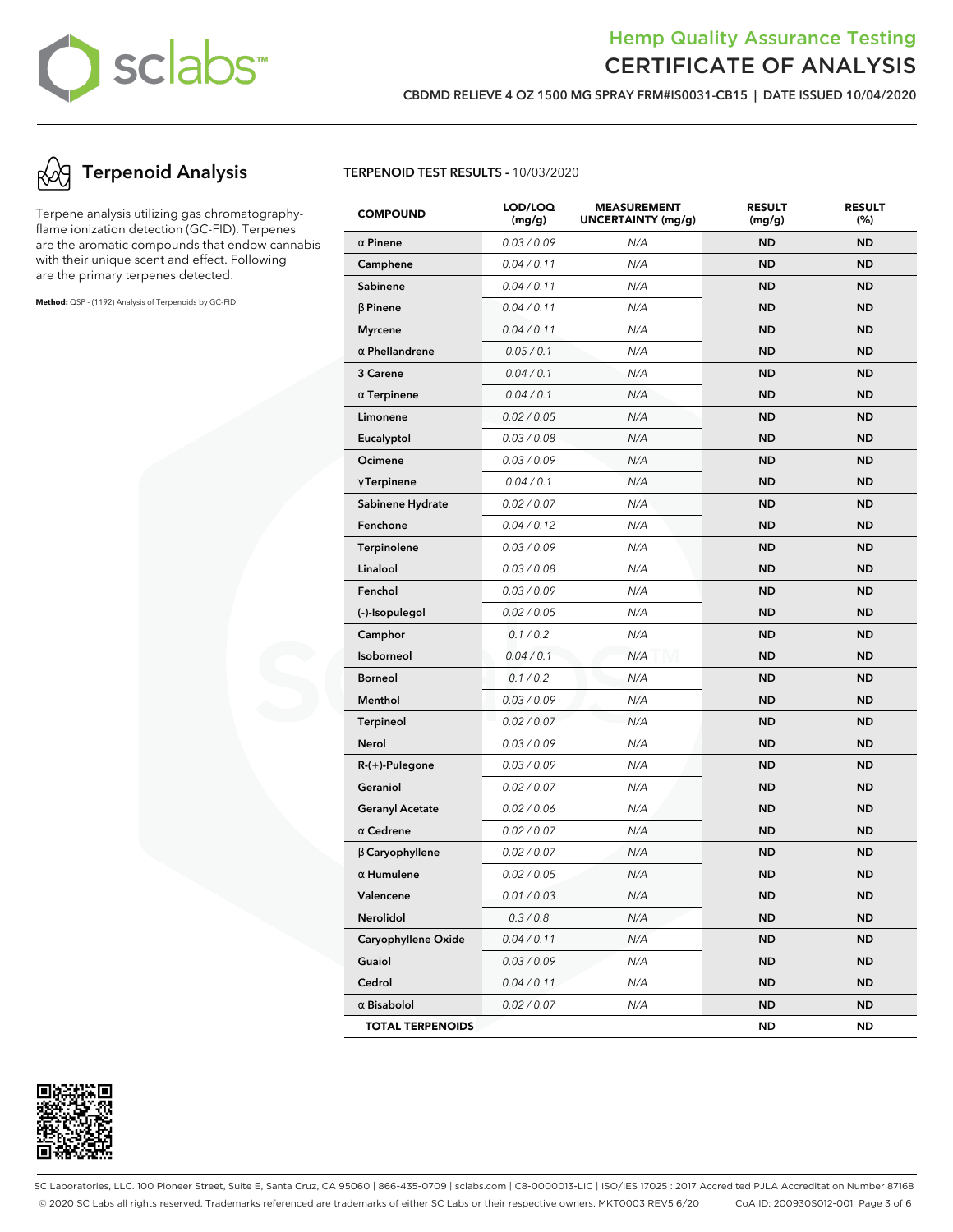# Hemp Quality Assurance Testing
# CERTIFICATE OF ANALYSIS

**CBDMD RELIEVE 4 OZ 1500 MG SPRAY FRM#IS0031-CB15 | DATE ISSUED 10/04/2020**

## Terpenoid Analysis

Terpene analysis utilizing gas chromatography-flame ionization detection (GC-FID). Terpenes are the aromatic compounds that endow cannabis with their unique scent and effect. Following are the primary terpenes detected.

**Method:** QSP - (1192) Analysis of Terpenoids by GC-FID

**TERPENOID TEST RESULTS** - 10/03/2020

| COMPOUND | LOD/LOQ (mg/g) | MEASUREMENT UNCERTAINTY (mg/g) | RESULT (mg/g) | RESULT (%) |
|---|---|---|---|---|
| α Pinene | 0.03 / 0.09 | N/A | ND | ND |
| Camphene | 0.04 / 0.11 | N/A | ND | ND |
| Sabinene | 0.04 / 0.11 | N/A | ND | ND |
| β Pinene | 0.04 / 0.11 | N/A | ND | ND |
| Myrcene | 0.04 / 0.11 | N/A | ND | ND |
| α Phellandrene | 0.05 / 0.1 | N/A | ND | ND |
| 3 Carene | 0.04 / 0.1 | N/A | ND | ND |
| α Terpinene | 0.04 / 0.1 | N/A | ND | ND |
| Limonene | 0.02 / 0.05 | N/A | ND | ND |
| Eucalyptol | 0.03 / 0.08 | N/A | ND | ND |
| Ocimene | 0.03 / 0.09 | N/A | ND | ND |
| γTerpinene | 0.04 / 0.1 | N/A | ND | ND |
| Sabinene Hydrate | 0.02 / 0.07 | N/A | ND | ND |
| Fenchone | 0.04 / 0.12 | N/A | ND | ND |
| Terpinolene | 0.03 / 0.09 | N/A | ND | ND |
| Linalool | 0.03 / 0.08 | N/A | ND | ND |
| Fenchol | 0.03 / 0.09 | N/A | ND | ND |
| (-)-Isopulegol | 0.02 / 0.05 | N/A | ND | ND |
| Camphor | 0.1 / 0.2 | N/A | ND | ND |
| Isoborneol | 0.04 / 0.1 | N/A | ND | ND |
| Borneol | 0.1 / 0.2 | N/A | ND | ND |
| Menthol | 0.03 / 0.09 | N/A | ND | ND |
| Terpineol | 0.02 / 0.07 | N/A | ND | ND |
| Nerol | 0.03 / 0.09 | N/A | ND | ND |
| R-(+)-Pulegone | 0.03 / 0.09 | N/A | ND | ND |
| Geraniol | 0.02 / 0.07 | N/A | ND | ND |
| Geranyl Acetate | 0.02 / 0.06 | N/A | ND | ND |
| α Cedrene | 0.02 / 0.07 | N/A | ND | ND |
| β Caryophyllene | 0.02 / 0.07 | N/A | ND | ND |
| α Humulene | 0.02 / 0.05 | N/A | ND | ND |
| Valencene | 0.01 / 0.03 | N/A | ND | ND |
| Nerolidol | 0.3 / 0.8 | N/A | ND | ND |
| Caryophyllene Oxide | 0.04 / 0.11 | N/A | ND | ND |
| Guaiol | 0.03 / 0.09 | N/A | ND | ND |
| Cedrol | 0.04 / 0.11 | N/A | ND | ND |
| α Bisabolol | 0.02 / 0.07 | N/A | ND | ND |
| **TOTAL TERPENOIDS** | | | ND | ND |

SC Laboratories, LLC. 100 Pioneer Street, Suite E, Santa Cruz, CA 95060 | 866-435-0709 | sclabs.com | C8-0000013-LIC | ISO/IES 17025 : 2017 Accredited PJLA Accreditation Number 87168
© 2020 SC Labs all rights reserved. Trademarks referenced are trademarks of either SC Labs or their respective owners. MKT0003 REV5 6/20 CoA ID: 200930S012-001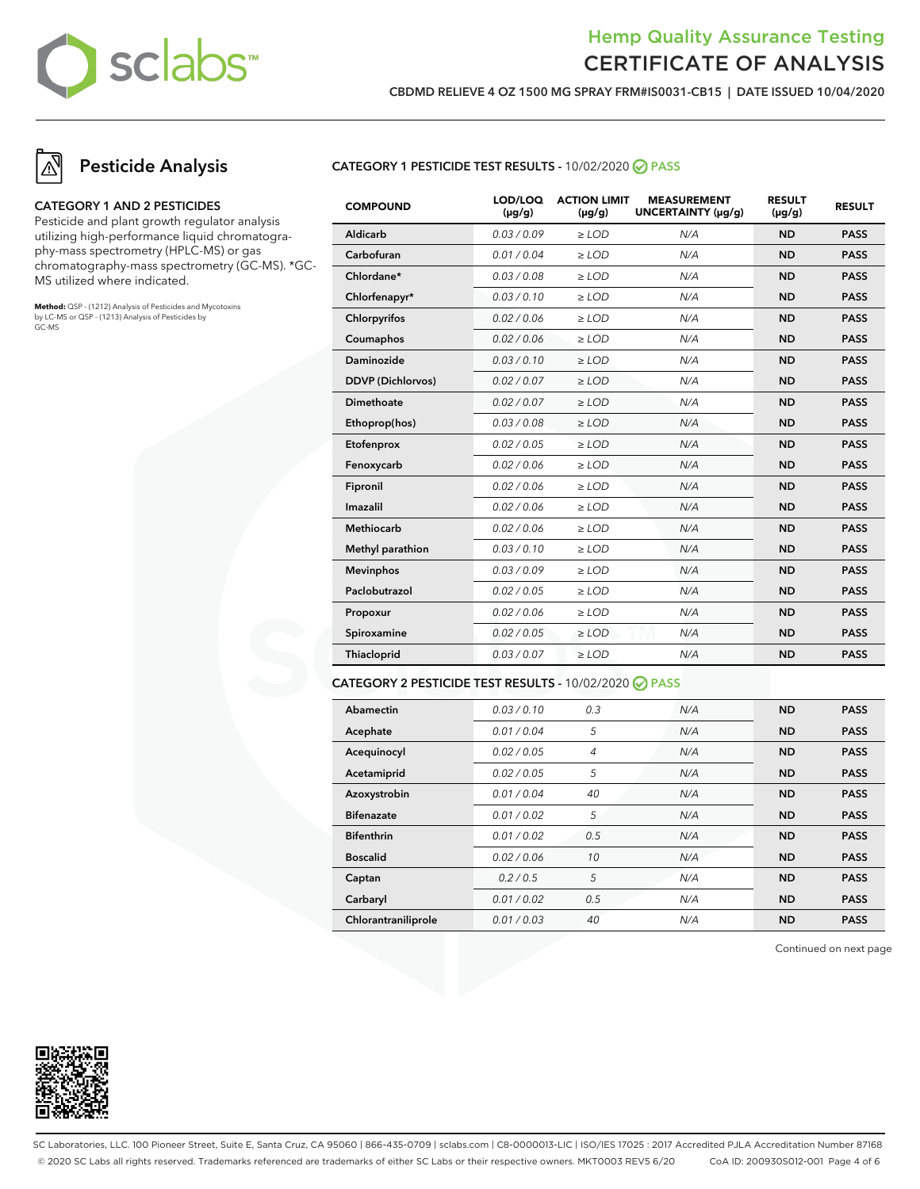# Hemp Quality Assurance Testing
# CERTIFICATE OF ANALYSIS

**CBDMD RELIEVE 4 OZ 1500 MG SPRAY FRM#IS0031-CB15 | DATE ISSUED 10/04/2020**

## Pesticide Analysis

### CATEGORY 1 AND 2 PESTICIDES

Pesticide and plant growth regulator analysis utilizing high-performance liquid chromatography-mass spectrometry (HPLC-MS) or gas chromatography-mass spectrometry (GC-MS). *GC-MS utilized where indicated.

**Method:** QSP - (1212) Analysis of Pesticides and Mycotoxins by LC-MS or QSP - (1213) Analysis of Pesticides by GC-MS

### CATEGORY 1 PESTICIDE TEST RESULTS - 10/02/2020 PASS

| COMPOUND | LOD/LOQ (μg/g) | ACTION LIMIT (μg/g) | MEASUREMENT UNCERTAINTY (μg/g) | RESULT (μg/g) | RESULT |
|---|---|---|---|---|---|
| Aldicarb | 0.03 / 0.09 | ≥ LOD | N/A | ND | PASS |
| Carbofuran | 0.01 / 0.04 | ≥ LOD | N/A | ND | PASS |
| Chlordane* | 0.03 / 0.08 | ≥ LOD | N/A | ND | PASS |
| Chlorfenapyr* | 0.03 / 0.10 | ≥ LOD | N/A | ND | PASS |
| Chlorpyrifos | 0.02 / 0.06 | ≥ LOD | N/A | ND | PASS |
| Coumaphos | 0.02 / 0.06 | ≥ LOD | N/A | ND | PASS |
| Daminozide | 0.03 / 0.10 | ≥ LOD | N/A | ND | PASS |
| DDVP (Dichlorvos) | 0.02 / 0.07 | ≥ LOD | N/A | ND | PASS |
| Dimethoate | 0.02 / 0.07 | ≥ LOD | N/A | ND | PASS |
| Ethoprop(hos) | 0.03 / 0.08 | ≥ LOD | N/A | ND | PASS |
| Etofenprox | 0.02 / 0.05 | ≥ LOD | N/A | ND | PASS |
| Fenoxycarb | 0.02 / 0.06 | ≥ LOD | N/A | ND | PASS |
| Fipronil | 0.02 / 0.06 | ≥ LOD | N/A | ND | PASS |
| Imazalil | 0.02 / 0.06 | ≥ LOD | N/A | ND | PASS |
| Methiocarb | 0.02 / 0.06 | ≥ LOD | N/A | ND | PASS |
| Methyl parathion | 0.03 / 0.10 | ≥ LOD | N/A | ND | PASS |
| Mevinphos | 0.03 / 0.09 | ≥ LOD | N/A | ND | PASS |
| Paclobutrazol | 0.02 / 0.05 | ≥ LOD | N/A | ND | PASS |
| Propoxur | 0.02 / 0.06 | ≥ LOD | N/A | ND | PASS |
| Spiroxamine | 0.02 / 0.05 | ≥ LOD | N/A | ND | PASS |
| Thiacloprid | 0.03 / 0.07 | ≥ LOD | N/A | ND | PASS |

### CATEGORY 2 PESTICIDE TEST RESULTS - 10/02/2020 PASS

| COMPOUND | LOD/LOQ (μg/g) | ACTION LIMIT (μg/g) | MEASUREMENT UNCERTAINTY (μg/g) | RESULT (μg/g) | RESULT |
|---|---|---|---|---|---|
| Abamectin | 0.03 / 0.10 | 0.3 | N/A | ND | PASS |
| Acephate | 0.01 / 0.04 | 5 | N/A | ND | PASS |
| Acequinocyl | 0.02 / 0.05 | 4 | N/A | ND | PASS |
| Acetamiprid | 0.02 / 0.05 | 5 | N/A | ND | PASS |
| Azoxystrobin | 0.01 / 0.04 | 40 | N/A | ND | PASS |
| Bifenazate | 0.01 / 0.02 | 5 | N/A | ND | PASS |
| Bifenthrin | 0.01 / 0.02 | 0.5 | N/A | ND | PASS |
| Boscalid | 0.02 / 0.06 | 10 | N/A | ND | PASS |
| Captan | 0.2 / 0.5 | 5 | N/A | ND | PASS |
| Carbaryl | 0.01 / 0.02 | 0.5 | N/A | ND | PASS |
| Chlorantraniliprole | 0.01 / 0.03 | 40 | N/A | ND | PASS |

Continued on next page

SC Laboratories, LLC. 100 Pioneer Street, Suite E, Santa Cruz, CA 95060 | 866-435-0709 | sclabs.com | C8-0000013-LIC | ISO/IES 17025 : 2017 Accredited PJLA Accreditation Number 87168
© 2020 SC Labs all rights reserved. Trademarks referenced are trademarks of either SC Labs or their respective owners. MKT0003 REV5 6/20 CoA ID: 200930S012-001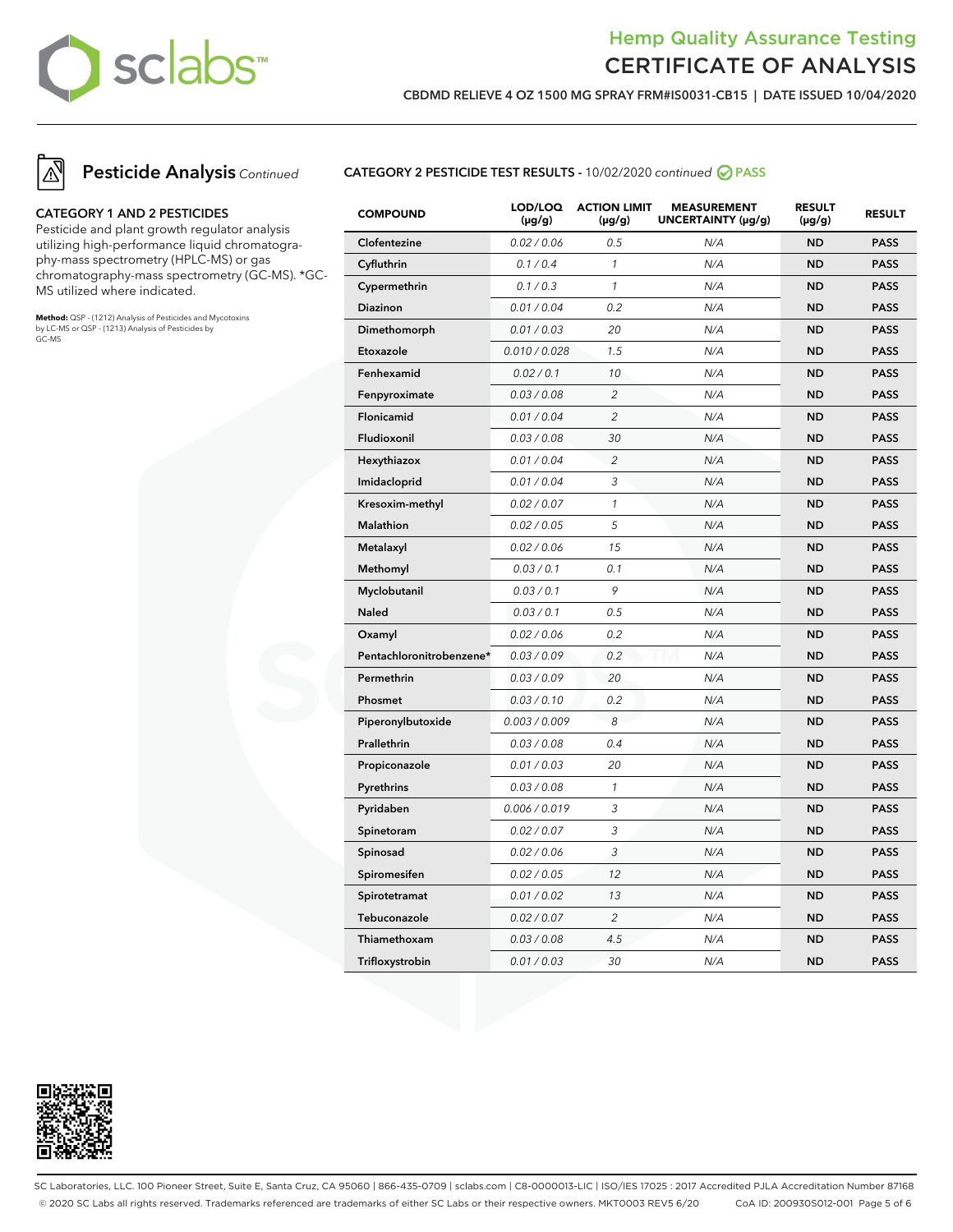# Hemp Quality Assurance Testing
# CERTIFICATE OF ANALYSIS

**CBDMD RELIEVE 4 OZ 1500 MG SPRAY FRM#IS0031-CB15 | DATE ISSUED 10/04/2020**

## Pesticide Analysis *Continued*

### CATEGORY 1 AND 2 PESTICIDES

Pesticide and plant growth regulator analysis utilizing high-performance liquid chromatography-mass spectrometry (HPLC-MS) or gas chromatography-mass spectrometry (GC-MS). *GC-MS utilized where indicated.

**Method:** QSP - (1212) Analysis of Pesticides and Mycotoxins by LC-MS or QSP - (1213) Analysis of Pesticides by GC-MS

### CATEGORY 2 PESTICIDE TEST RESULTS - 10/02/2020 *continued* PASS

| COMPOUND | LOD/LOQ (µg/g) | ACTION LIMIT (µg/g) | MEASUREMENT UNCERTAINTY (µg/g) | RESULT (µg/g) | RESULT |
|---|---|---|---|---|---|
| Clofentezine | 0.02 / 0.06 | 0.5 | N/A | ND | PASS |
| Cyfluthrin | 0.1 / 0.4 | 1 | N/A | ND | PASS |
| Cypermethrin | 0.1 / 0.3 | 1 | N/A | ND | PASS |
| Diazinon | 0.01 / 0.04 | 0.2 | N/A | ND | PASS |
| Dimethomorph | 0.01 / 0.03 | 20 | N/A | ND | PASS |
| Etoxazole | 0.010 / 0.028 | 1.5 | N/A | ND | PASS |
| Fenhexamid | 0.02 / 0.1 | 10 | N/A | ND | PASS |
| Fenpyroximate | 0.03 / 0.08 | 2 | N/A | ND | PASS |
| Flonicamid | 0.01 / 0.04 | 2 | N/A | ND | PASS |
| Fludioxonil | 0.03 / 0.08 | 30 | N/A | ND | PASS |
| Hexythiazox | 0.01 / 0.04 | 2 | N/A | ND | PASS |
| Imidacloprid | 0.01 / 0.04 | 3 | N/A | ND | PASS |
| Kresoxim-methyl | 0.02 / 0.07 | 1 | N/A | ND | PASS |
| Malathion | 0.02 / 0.05 | 5 | N/A | ND | PASS |
| Metalaxyl | 0.02 / 0.06 | 15 | N/A | ND | PASS |
| Methomyl | 0.03 / 0.1 | 0.1 | N/A | ND | PASS |
| Myclobutanil | 0.03 / 0.1 | 9 | N/A | ND | PASS |
| Naled | 0.03 / 0.1 | 0.5 | N/A | ND | PASS |
| Oxamyl | 0.02 / 0.06 | 0.2 | N/A | ND | PASS |
| Pentachloronitrobenzene* | 0.03 / 0.09 | 0.2 | N/A | ND | PASS |
| Permethrin | 0.03 / 0.09 | 20 | N/A | ND | PASS |
| Phosmet | 0.03 / 0.10 | 0.2 | N/A | ND | PASS |
| Piperonylbutoxide | 0.003 / 0.009 | 8 | N/A | ND | PASS |
| Prallethrin | 0.03 / 0.08 | 0.4 | N/A | ND | PASS |
| Propiconazole | 0.01 / 0.03 | 20 | N/A | ND | PASS |
| Pyrethrins | 0.03 / 0.08 | 1 | N/A | ND | PASS |
| Pyridaben | 0.006 / 0.019 | 3 | N/A | ND | PASS |
| Spinetoram | 0.02 / 0.07 | 3 | N/A | ND | PASS |
| Spinosad | 0.02 / 0.06 | 3 | N/A | ND | PASS |
| Spiromesifen | 0.02 / 0.05 | 12 | N/A | ND | PASS |
| Spirotetramat | 0.01 / 0.02 | 13 | N/A | ND | PASS |
| Tebuconazole | 0.02 / 0.07 | 2 | N/A | ND | PASS |
| Thiamethoxam | 0.03 / 0.08 | 4.5 | N/A | ND | PASS |
| Trifloxystrobin | 0.01 / 0.03 | 30 | N/A | ND | PASS |

SC Laboratories, LLC. 100 Pioneer Street, Suite E, Santa Cruz, CA 95060 | 866-435-0709 | sclabs.com | C8-0000013-LIC | ISO/IES 17025 : 2017 Accredited PJLA Accreditation Number 87168
© 2020 SC Labs all rights reserved. Trademarks referenced are trademarks of either SC Labs or their respective owners. MKT0003 REV5 6/20 CoA ID: 200930S012-001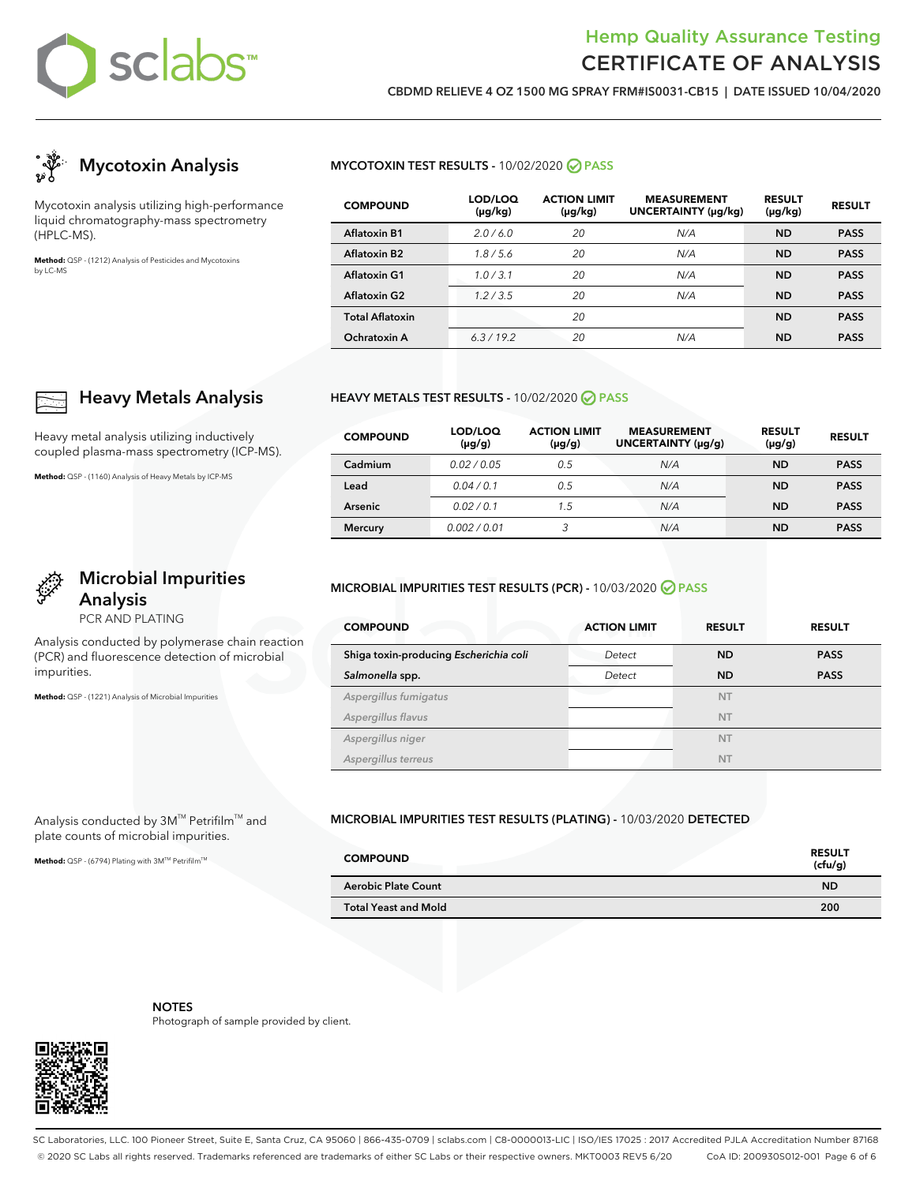# Hemp Quality Assurance Testing
## CERTIFICATE OF ANALYSIS

**CBDMD RELIEVE 4 OZ 1500 MG SPRAY FRM#IS0031-CB15 | DATE ISSUED 10/04/2020**

## Mycotoxin Analysis

Mycotoxin analysis utilizing high-performance liquid chromatography-mass spectrometry (HPLC-MS).

**Method:** QSP - (1212) Analysis of Pesticides and Mycotoxins by LC-MS

### MYCOTOXIN TEST RESULTS - 10/02/2020 PASS

| COMPOUND | LOD/LOQ (µg/kg) | ACTION LIMIT (µg/kg) | MEASUREMENT UNCERTAINTY (µg/kg) | RESULT (µg/kg) | RESULT |
|---|---|---|---|---|---|
| Aflatoxin B1 | 2.0 / 6.0 | 20 | N/A | ND | PASS |
| Aflatoxin B2 | 1.8 / 5.6 | 20 | N/A | ND | PASS |
| Aflatoxin G1 | 1.0 / 3.1 | 20 | N/A | ND | PASS |
| Aflatoxin G2 | 1.2 / 3.5 | 20 | N/A | ND | PASS |
| Total Aflatoxin | | 20 | | ND | PASS |
| Ochratoxin A | 6.3 / 19.2 | 20 | N/A | ND | PASS |

## Heavy Metals Analysis

Heavy metal analysis utilizing inductively coupled plasma-mass spectrometry (ICP-MS).

**Method:** QSP - (1160) Analysis of Heavy Metals by ICP-MS

### HEAVY METALS TEST RESULTS - 10/02/2020 PASS

| COMPOUND | LOD/LOQ (µg/g) | ACTION LIMIT (µg/g) | MEASUREMENT UNCERTAINTY (µg/g) | RESULT (µg/g) | RESULT |
|---|---|---|---|---|---|
| Cadmium | 0.02 / 0.05 | 0.5 | N/A | ND | PASS |
| Lead | 0.04 / 0.1 | 0.5 | N/A | ND | PASS |
| Arsenic | 0.02 / 0.1 | 1.5 | N/A | ND | PASS |
| Mercury | 0.002 / 0.01 | 3 | N/A | ND | PASS |

## Microbial Impurities Analysis

PCR AND PLATING

Analysis conducted by polymerase chain reaction (PCR) and fluorescence detection of microbial impurities.

**Method:** QSP - (1221) Analysis of Microbial Impurities

### MICROBIAL IMPURITIES TEST RESULTS (PCR) - 10/03/2020 PASS

| COMPOUND | ACTION LIMIT | RESULT | RESULT |
|---|---|---|---|
| Shiga toxin-producing *Escherichia coli* | Detect | ND | PASS |
| *Salmonella* spp. | Detect | ND | PASS |
| *Aspergillus fumigatus* | | NT | |
| *Aspergillus flavus* | | NT | |
| *Aspergillus niger* | | NT | |
| *Aspergillus terreus* | | NT | |

Analysis conducted by 3M™ Petrifilm™ and plate counts of microbial impurities.

**Method:** QSP - (6794) Plating with 3M™ Petrifilm™

### MICROBIAL IMPURITIES TEST RESULTS (PLATING) - 10/03/2020 DETECTED

| COMPOUND | RESULT (cfu/g) |
|---|---|
| Aerobic Plate Count | ND |
| Total Yeast and Mold | 200 |

**NOTES**

Photograph of sample provided by client.

SC Laboratories, LLC. 100 Pioneer Street, Suite E, Santa Cruz, CA 95060 | 866-435-0709 | sclabs.com | C8-0000013-LIC | ISO/IES 17025 : 2017 Accredited PJLA Accreditation Number 87168

© 2020 SC Labs all rights reserved. Trademarks referenced are trademarks of either SC Labs or their respective owners. MKT0003 REV5 6/20 CoA ID: 200930S012-001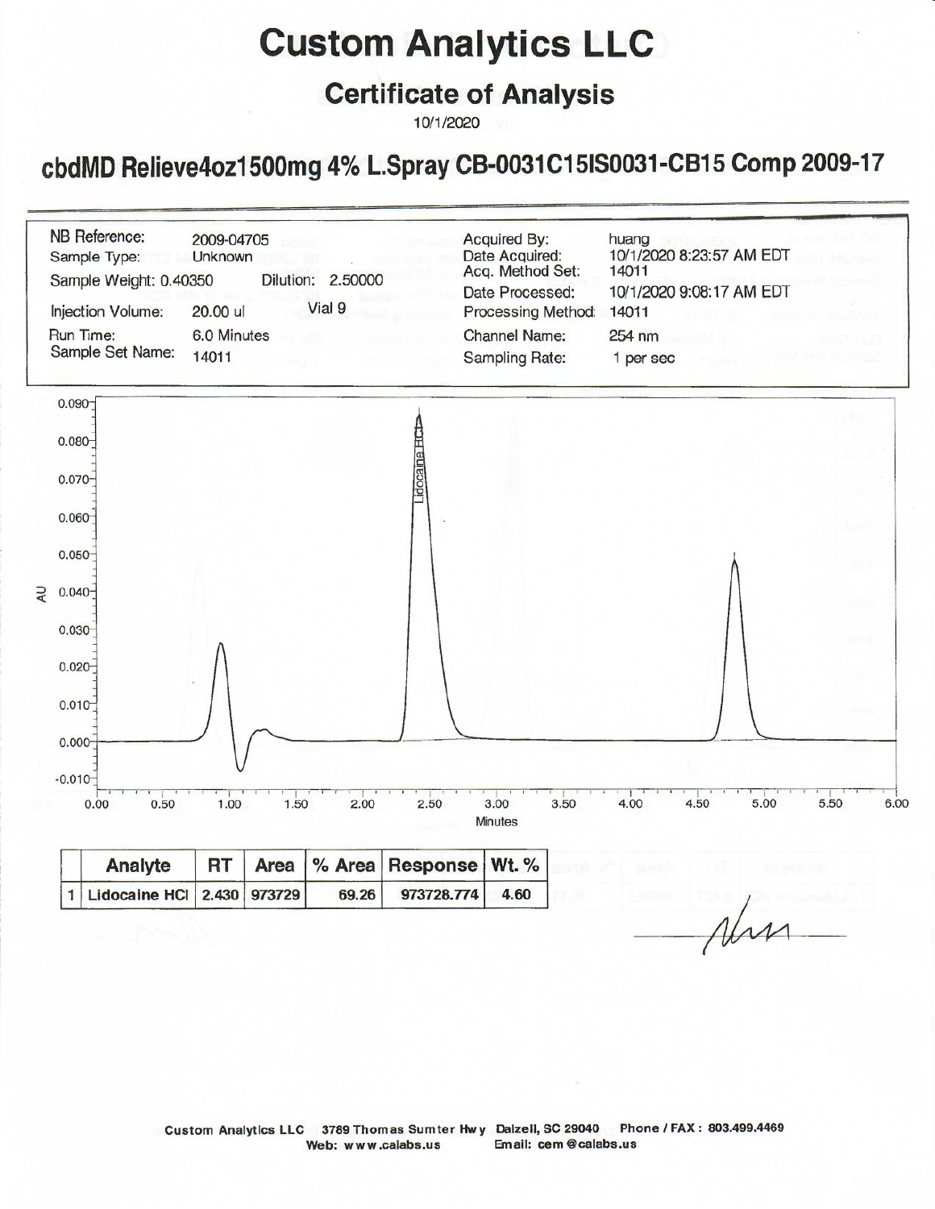# Custom Analytics LLC

## Certificate of Analysis

10/1/2020

## cbdMD Relieve4oz1500mg 4% L.Spray CB-0031C15IS0031-CB15 Comp 2009-17

NB Reference: 2009-04705
Sample Type: Unknown
Sample Weight: 0.40350 Dilution: 2.50000
Injection Volume: 20.00 ul Vial 9
Run Time: 6.0 Minutes
Sample Set Name: 14011

Acquired By: huang
Date Acquired: 10/1/2020 8:23:57 AM EDT
Acq. Method Set: 14011
Date Processed: 10/1/2020 9:08:17 AM EDT
Processing Method: 14011
Channel Name: 254 nm
Sampling Rate: 1 per sec

AU

0.090
0.080
0.070
0.060
0.050
0.040
0.030
0.020
0.010
0.000
-0.010

Lidocaine HCl

0.00 0.50 1.00 1.50 2.00 2.50 3.00 3.50 4.00 4.50 5.00 5.50 6.00

Minutes

| | Analyte | RT | Area | % Area | Response | Wt. % |
|---|---|---|---|---|---|---|
| 1 | Lidocaine HCl | 2.430 | 973729 | 69.26 | 973728.774 | 4.60 |

Custom Analytics LLC 3789 Thomas Sumter Hwy Dalzell, SC 29040 Phone / FAX: 803.499.4469
Web: www.calabs.us Email: cem@calabs.us